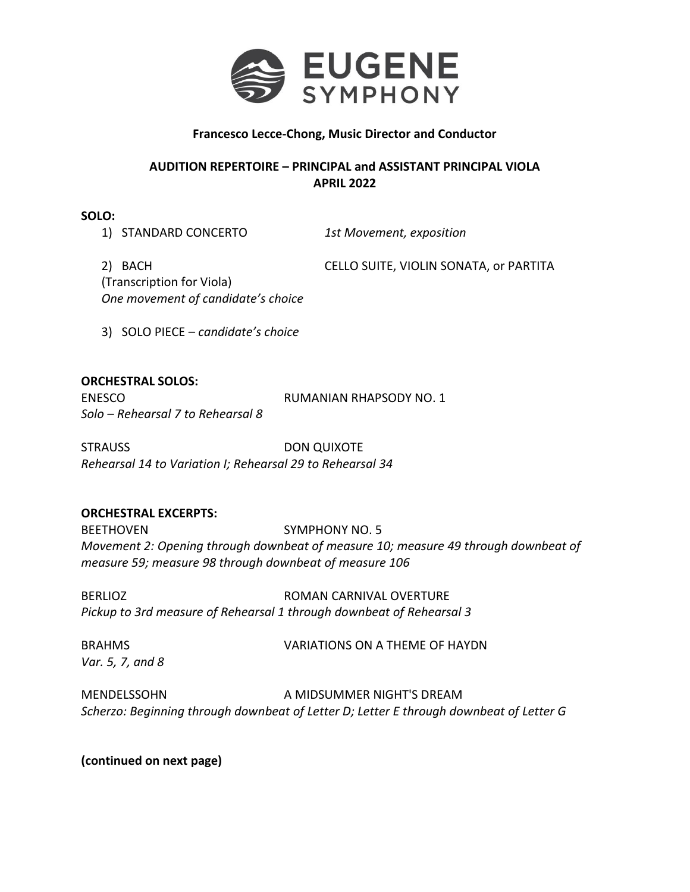# EUGENE SYMPHONY

**Francesco Lecce-Chong, Music Director and Conductor**

**AUDITION REPERTOIRE – PRINCIPAL and ASSISTANT PRINCIPAL VIOLA**
**APRIL 2022**

**SOLO:**

1) STANDARD CONCERTO — *1st Movement, exposition*

2) BACH — CELLO SUITE, VIOLIN SONATA, or PARTITA
(Transcription for Viola)
*One movement of candidate's choice*

3) SOLO PIECE – *candidate's choice*

**ORCHESTRAL SOLOS:**

ENESCO — RUMANIAN RHAPSODY NO. 1
*Solo – Rehearsal 7 to Rehearsal 8*

STRAUSS — DON QUIXOTE
*Rehearsal 14 to Variation I; Rehearsal 29 to Rehearsal 34*

**ORCHESTRAL EXCERPTS:**

BEETHOVEN — SYMPHONY NO. 5
*Movement 2: Opening through downbeat of measure 10; measure 49 through downbeat of measure 59; measure 98 through downbeat of measure 106*

BERLIOZ — ROMAN CARNIVAL OVERTURE
*Pickup to 3rd measure of Rehearsal 1 through downbeat of Rehearsal 3*

BRAHMS — VARIATIONS ON A THEME OF HAYDN
*Var. 5, 7, and 8*

MENDELSSOHN — A MIDSUMMER NIGHT'S DREAM
*Scherzo: Beginning through downbeat of Letter D; Letter E through downbeat of Letter G*

**(continued on next page)**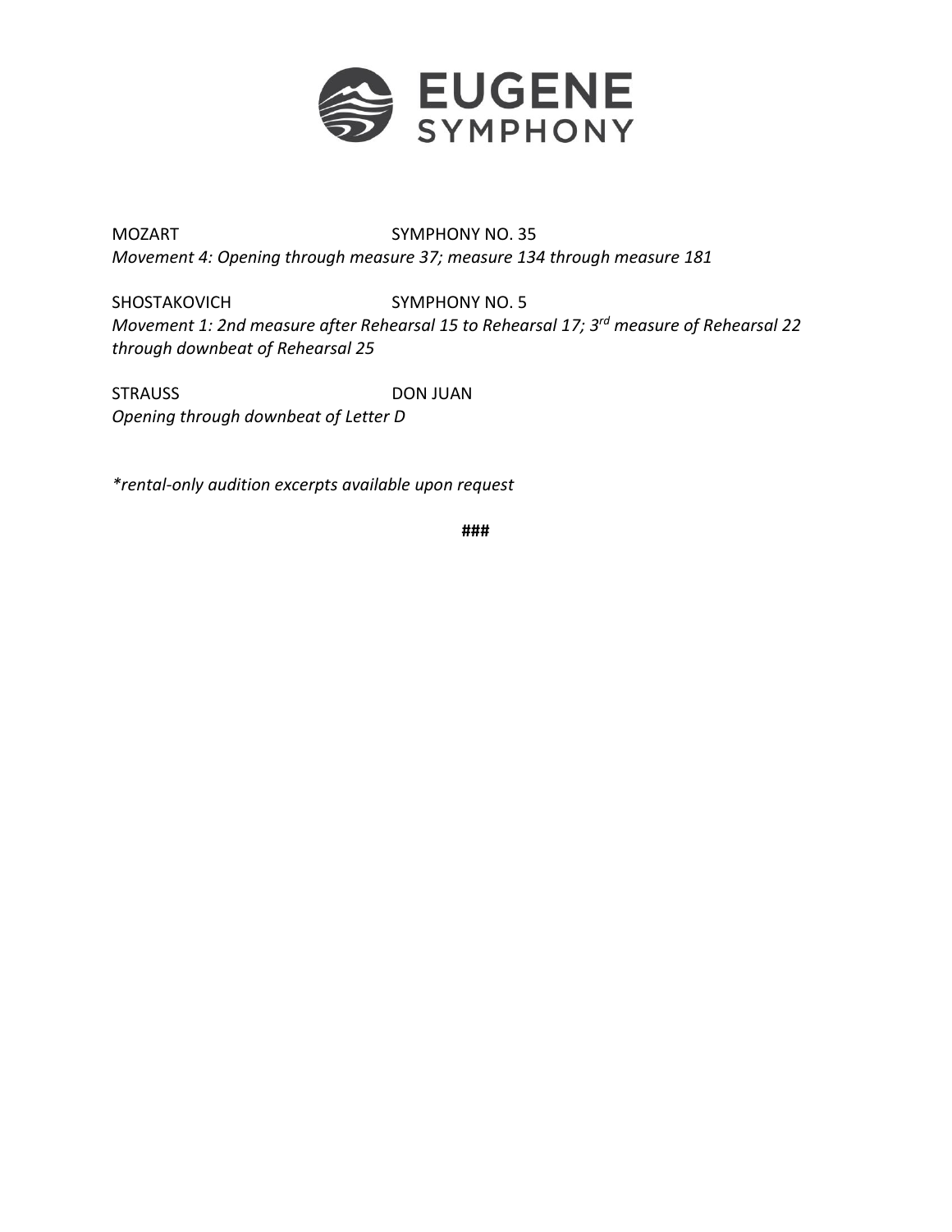MOZART SYMPHONY NO. 35

*Movement 4: Opening through measure 37; measure 134 through measure 181*

SHOSTAKOVICH SYMPHONY NO. 5

*Movement 1: 2nd measure after Rehearsal 15 to Rehearsal 17; 3rd measure of Rehearsal 22 through downbeat of Rehearsal 25*

STRAUSS DON JUAN

*Opening through downbeat of Letter D*

**rental-only audition excerpts available upon request*

**###**